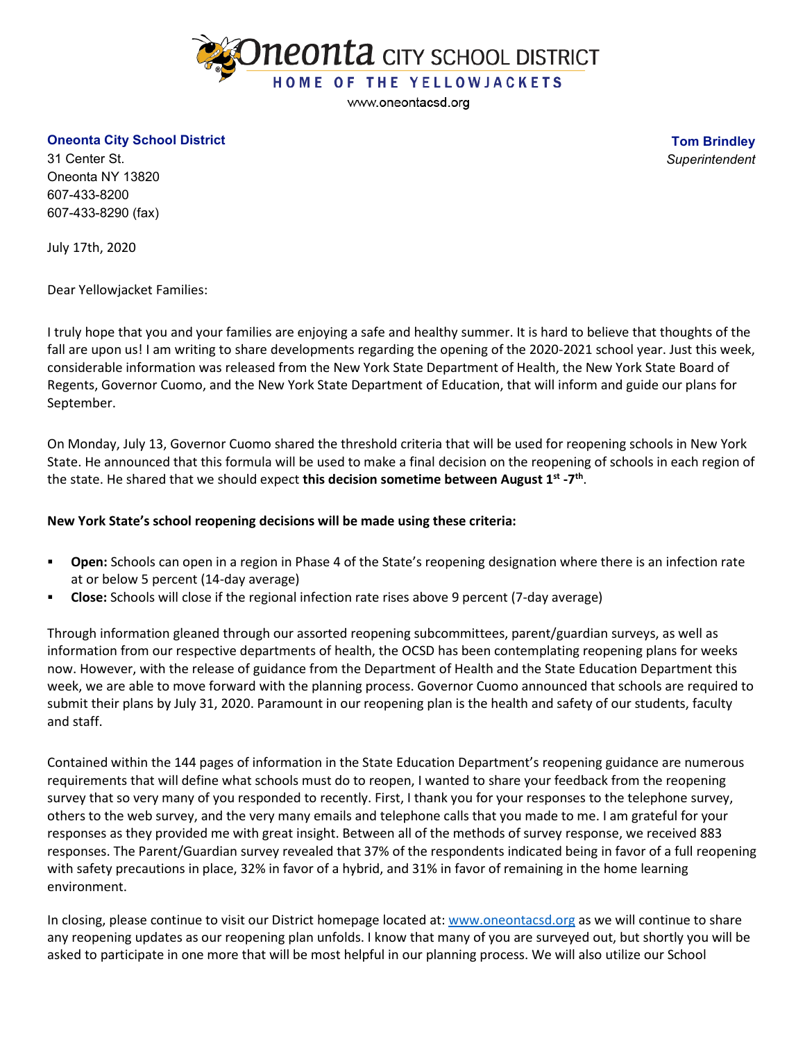Oneonta CITY SCHOOL DISTRICT
HOME OF THE YELLOWJACKETS
www.oneontacsd.org

**Oneonta City School District**
31 Center St.
Oneonta NY 13820
607-433-8200
607-433-8290 (fax)

**Tom Brindley**
*Superintendent*

July 17th, 2020

Dear Yellowjacket Families:

I truly hope that you and your families are enjoying a safe and healthy summer. It is hard to believe that thoughts of the fall are upon us! I am writing to share developments regarding the opening of the 2020-2021 school year. Just this week, considerable information was released from the New York State Department of Health, the New York State Board of Regents, Governor Cuomo, and the New York State Department of Education, that will inform and guide our plans for September.

On Monday, July 13, Governor Cuomo shared the threshold criteria that will be used for reopening schools in New York State. He announced that this formula will be used to make a final decision on the reopening of schools in each region of the state. He shared that we should expect **this decision sometime between August 1st -7th**.

**New York State's school reopening decisions will be made using these criteria:**

- **Open:** Schools can open in a region in Phase 4 of the State's reopening designation where there is an infection rate at or below 5 percent (14-day average)
- **Close:** Schools will close if the regional infection rate rises above 9 percent (7-day average)

Through information gleaned through our assorted reopening subcommittees, parent/guardian surveys, as well as information from our respective departments of health, the OCSD has been contemplating reopening plans for weeks now. However, with the release of guidance from the Department of Health and the State Education Department this week, we are able to move forward with the planning process. Governor Cuomo announced that schools are required to submit their plans by July 31, 2020. Paramount in our reopening plan is the health and safety of our students, faculty and staff.

Contained within the 144 pages of information in the State Education Department's reopening guidance are numerous requirements that will define what schools must do to reopen, I wanted to share your feedback from the reopening survey that so very many of you responded to recently. First, I thank you for your responses to the telephone survey, others to the web survey, and the very many emails and telephone calls that you made to me. I am grateful for your responses as they provided me with great insight. Between all of the methods of survey response, we received 883 responses. The Parent/Guardian survey revealed that 37% of the respondents indicated being in favor of a full reopening with safety precautions in place, 32% in favor of a hybrid, and 31% in favor of remaining in the home learning environment.

In closing, please continue to visit our District homepage located at: [www.oneontacsd.org](http://www.oneontacsd.org) as we will continue to share any reopening updates as our reopening plan unfolds. I know that many of you are surveyed out, but shortly you will be asked to participate in one more that will be most helpful in our planning process. We will also utilize our School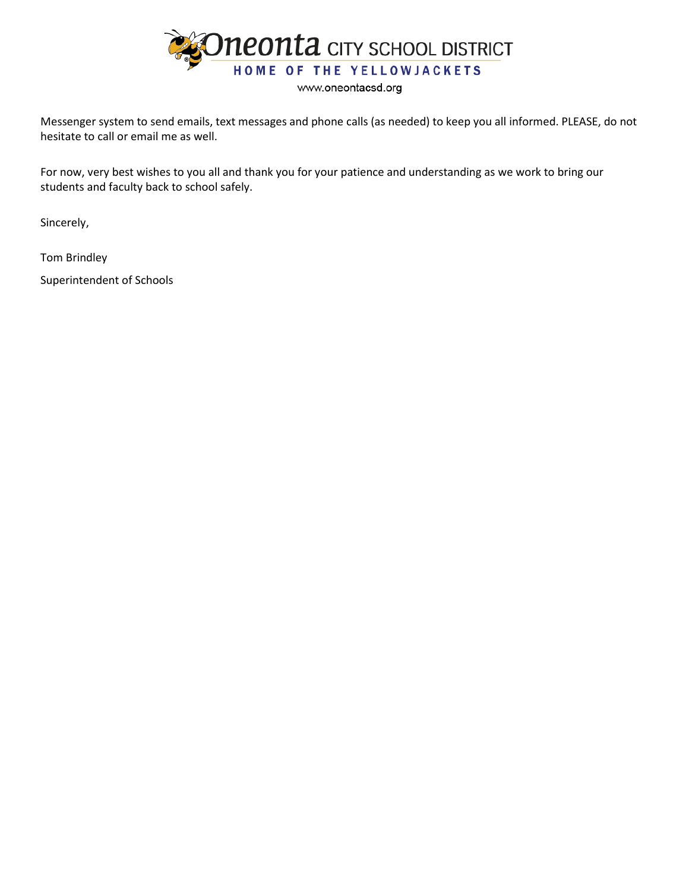Messenger system to send emails, text messages and phone calls (as needed) to keep you all informed. PLEASE, do not hesitate to call or email me as well.

For now, very best wishes to you all and thank you for your patience and understanding as we work to bring our students and faculty back to school safely.

Sincerely,

Tom Brindley

Superintendent of Schools